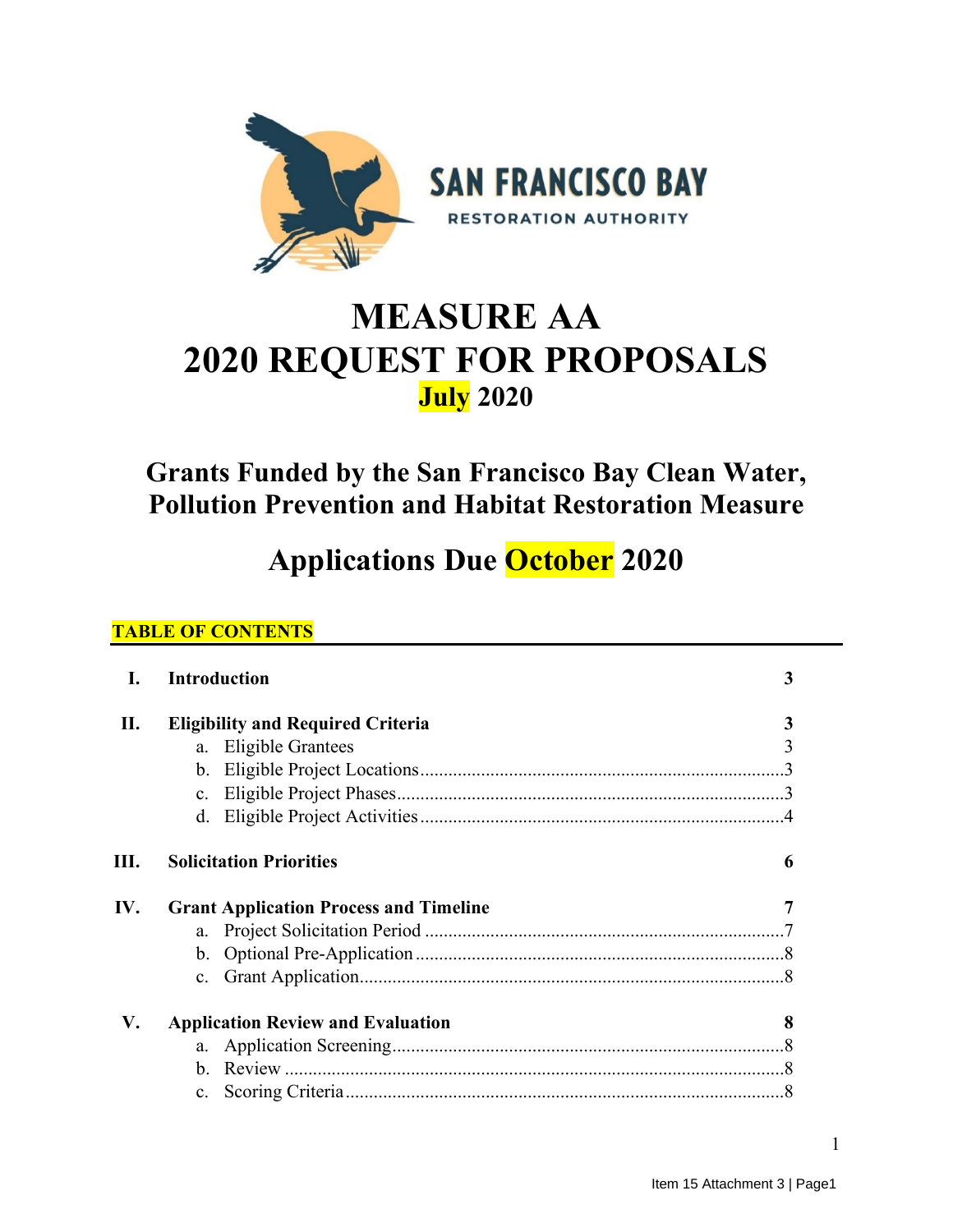SAN FRANCISCO BAY

RESTORATION AUTHORITY

# MEASURE AA
# 2020 REQUEST FOR PROPOSALS
### July 2020

## Grants Funded by the San Francisco Bay Clean Water, Pollution Prevention and Habitat Restoration Measure

## Applications Due October 2020

**TABLE OF CONTENTS**

| | | |
|---|---|---|
| **I.** | **Introduction** | **3** |
| **II.** | **Eligibility and Required Criteria** | **3** |
| | a. Eligible Grantees | 3 |
| | b. Eligible Project Locations | 3 |
| | c. Eligible Project Phases | 3 |
| | d. Eligible Project Activities | 4 |
| **III.** | **Solicitation Priorities** | **6** |
| **IV.** | **Grant Application Process and Timeline** | **7** |
| | a. Project Solicitation Period | 7 |
| | b. Optional Pre-Application | 8 |
| | c. Grant Application | 8 |
| **V.** | **Application Review and Evaluation** | **8** |
| | a. Application Screening | 8 |
| | b. Review | 8 |
| | c. Scoring Criteria | 8 |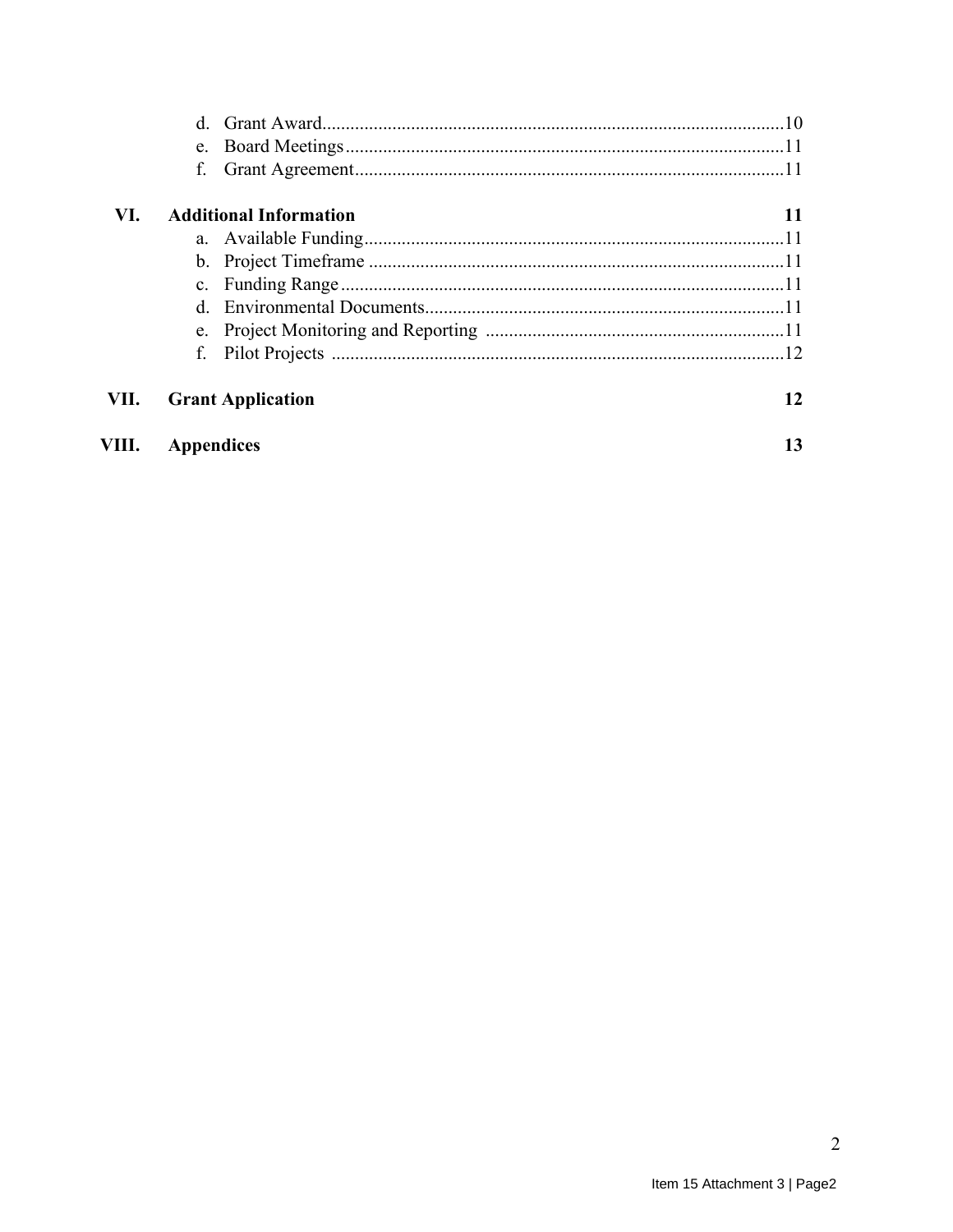d. Grant Award........................................................................................10
e. Board Meetings.....................................................................................11
f. Grant Agreement...................................................................................11

**VI. Additional Information** **11**

a. Available Funding..................................................................................11
b. Project Timeframe .................................................................................11
c. Funding Range.......................................................................................11
d. Environmental Documents.....................................................................11
e. Project Monitoring and Reporting ........................................................11
f. Pilot Projects .........................................................................................12

**VII. Grant Application** **12**

**VIII. Appendices** **13**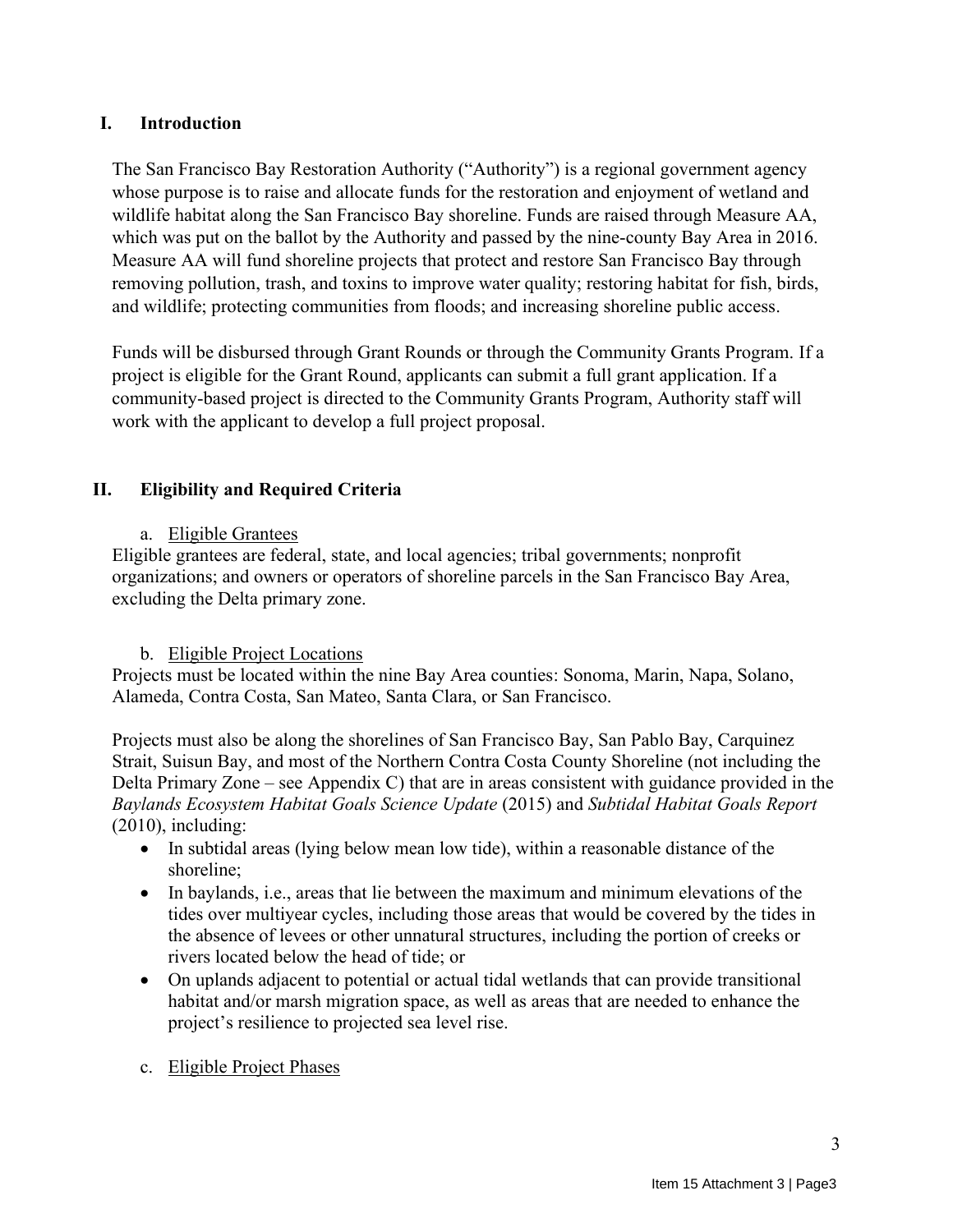## I. Introduction

The San Francisco Bay Restoration Authority ("Authority") is a regional government agency whose purpose is to raise and allocate funds for the restoration and enjoyment of wetland and wildlife habitat along the San Francisco Bay shoreline. Funds are raised through Measure AA, which was put on the ballot by the Authority and passed by the nine-county Bay Area in 2016. Measure AA will fund shoreline projects that protect and restore San Francisco Bay through removing pollution, trash, and toxins to improve water quality; restoring habitat for fish, birds, and wildlife; protecting communities from floods; and increasing shoreline public access.

Funds will be disbursed through Grant Rounds or through the Community Grants Program. If a project is eligible for the Grant Round, applicants can submit a full grant application. If a community-based project is directed to the Community Grants Program, Authority staff will work with the applicant to develop a full project proposal.

## II. Eligibility and Required Criteria

### a. Eligible Grantees

Eligible grantees are federal, state, and local agencies; tribal governments; nonprofit organizations; and owners or operators of shoreline parcels in the San Francisco Bay Area, excluding the Delta primary zone.

### b. Eligible Project Locations

Projects must be located within the nine Bay Area counties: Sonoma, Marin, Napa, Solano, Alameda, Contra Costa, San Mateo, Santa Clara, or San Francisco.

Projects must also be along the shorelines of San Francisco Bay, San Pablo Bay, Carquinez Strait, Suisun Bay, and most of the Northern Contra Costa County Shoreline (not including the Delta Primary Zone – see Appendix C) that are in areas consistent with guidance provided in the *Baylands Ecosystem Habitat Goals Science Update* (2015) and *Subtidal Habitat Goals Report* (2010), including:

- In subtidal areas (lying below mean low tide), within a reasonable distance of the shoreline;
- In baylands, i.e., areas that lie between the maximum and minimum elevations of the tides over multiyear cycles, including those areas that would be covered by the tides in the absence of levees or other unnatural structures, including the portion of creeks or rivers located below the head of tide; or
- On uplands adjacent to potential or actual tidal wetlands that can provide transitional habitat and/or marsh migration space, as well as areas that are needed to enhance the project's resilience to projected sea level rise.

### c. Eligible Project Phases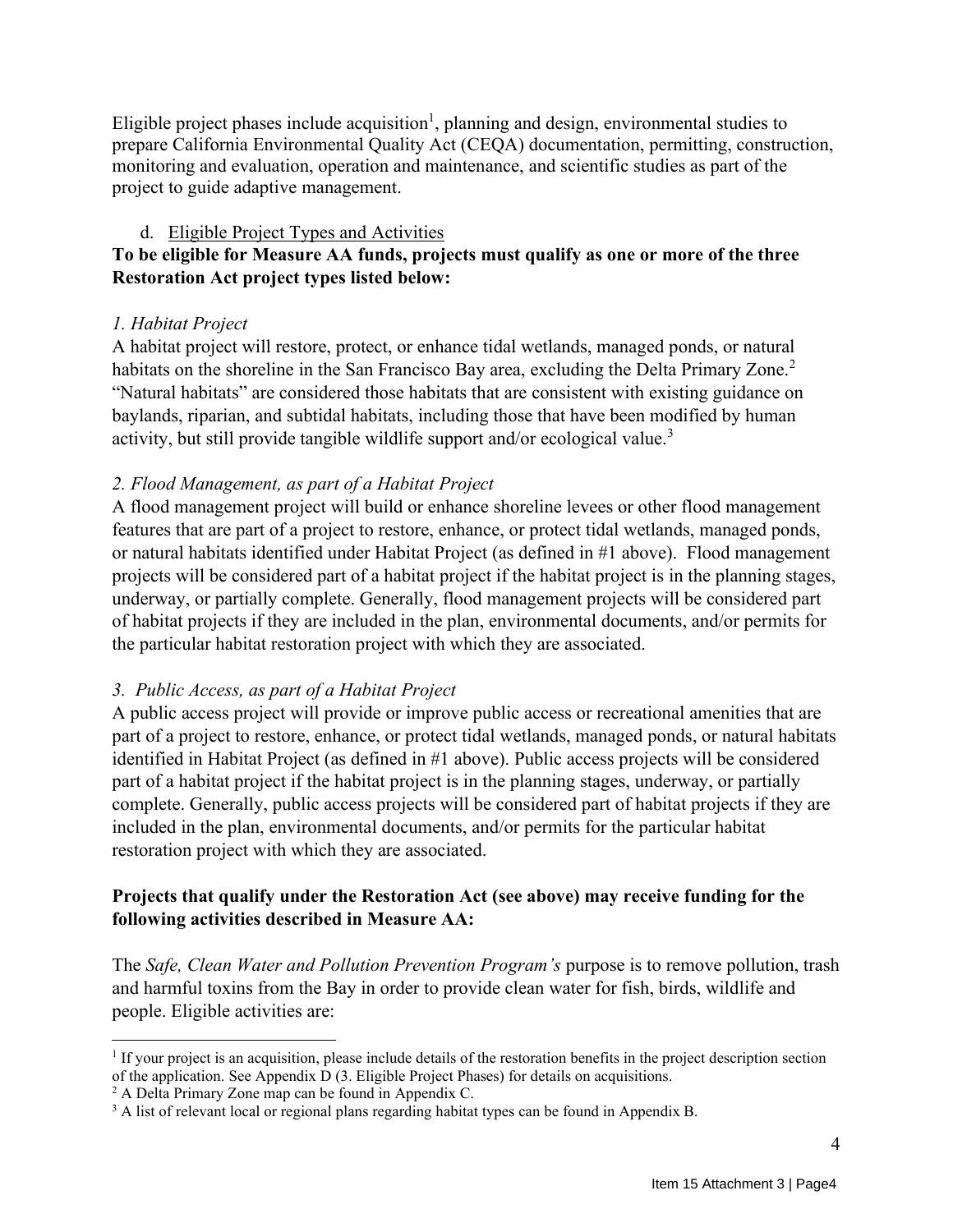Eligible project phases include acquisition[1], planning and design, environmental studies to prepare California Environmental Quality Act (CEQA) documentation, permitting, construction, monitoring and evaluation, operation and maintenance, and scientific studies as part of the project to guide adaptive management.

d. Eligible Project Types and Activities

**To be eligible for Measure AA funds, projects must qualify as one or more of the three Restoration Act project types listed below:**

*1. Habitat Project*

A habitat project will restore, protect, or enhance tidal wetlands, managed ponds, or natural habitats on the shoreline in the San Francisco Bay area, excluding the Delta Primary Zone.[2] "Natural habitats" are considered those habitats that are consistent with existing guidance on baylands, riparian, and subtidal habitats, including those that have been modified by human activity, but still provide tangible wildlife support and/or ecological value.[3]

*2. Flood Management, as part of a Habitat Project*

A flood management project will build or enhance shoreline levees or other flood management features that are part of a project to restore, enhance, or protect tidal wetlands, managed ponds, or natural habitats identified under Habitat Project (as defined in #1 above). Flood management projects will be considered part of a habitat project if the habitat project is in the planning stages, underway, or partially complete. Generally, flood management projects will be considered part of habitat projects if they are included in the plan, environmental documents, and/or permits for the particular habitat restoration project with which they are associated.

*3. Public Access, as part of a Habitat Project*

A public access project will provide or improve public access or recreational amenities that are part of a project to restore, enhance, or protect tidal wetlands, managed ponds, or natural habitats identified in Habitat Project (as defined in #1 above). Public access projects will be considered part of a habitat project if the habitat project is in the planning stages, underway, or partially complete. Generally, public access projects will be considered part of habitat projects if they are included in the plan, environmental documents, and/or permits for the particular habitat restoration project with which they are associated.

**Projects that qualify under the Restoration Act (see above) may receive funding for the following activities described in Measure AA:**

The *Safe, Clean Water and Pollution Prevention Program's* purpose is to remove pollution, trash and harmful toxins from the Bay in order to provide clean water for fish, birds, wildlife and people. Eligible activities are:

---

[1] If your project is an acquisition, please include details of the restoration benefits in the project description section of the application. See Appendix D (3. Eligible Project Phases) for details on acquisitions.

[2] A Delta Primary Zone map can be found in Appendix C.

[3] A list of relevant local or regional plans regarding habitat types can be found in Appendix B.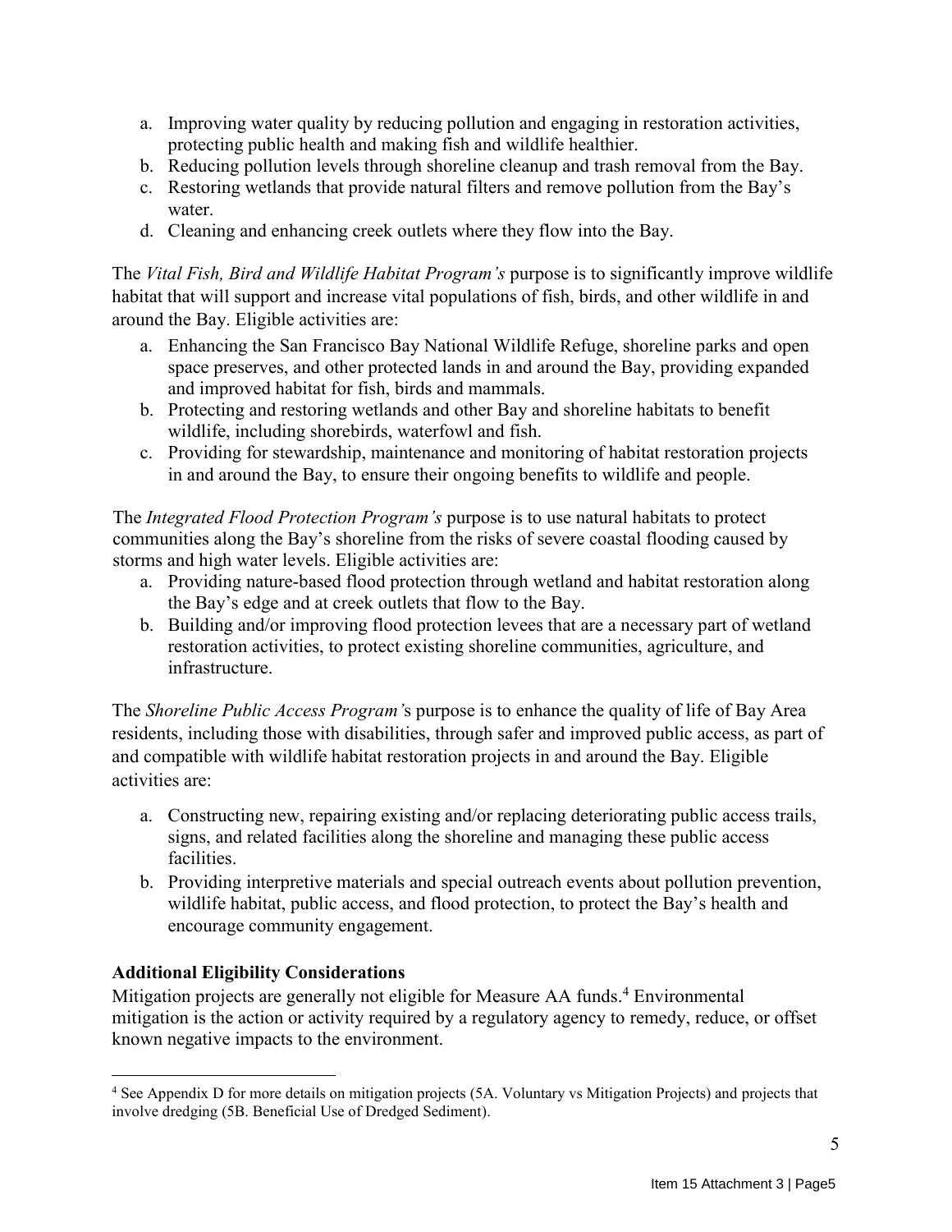a. Improving water quality by reducing pollution and engaging in restoration activities, protecting public health and making fish and wildlife healthier.
b. Reducing pollution levels through shoreline cleanup and trash removal from the Bay.
c. Restoring wetlands that provide natural filters and remove pollution from the Bay's water.
d. Cleaning and enhancing creek outlets where they flow into the Bay.

The *Vital Fish, Bird and Wildlife Habitat Program's* purpose is to significantly improve wildlife habitat that will support and increase vital populations of fish, birds, and other wildlife in and around the Bay. Eligible activities are:

a. Enhancing the San Francisco Bay National Wildlife Refuge, shoreline parks and open space preserves, and other protected lands in and around the Bay, providing expanded and improved habitat for fish, birds and mammals.
b. Protecting and restoring wetlands and other Bay and shoreline habitats to benefit wildlife, including shorebirds, waterfowl and fish.
c. Providing for stewardship, maintenance and monitoring of habitat restoration projects in and around the Bay, to ensure their ongoing benefits to wildlife and people.

The *Integrated Flood Protection Program's* purpose is to use natural habitats to protect communities along the Bay's shoreline from the risks of severe coastal flooding caused by storms and high water levels. Eligible activities are:

a. Providing nature-based flood protection through wetland and habitat restoration along the Bay's edge and at creek outlets that flow to the Bay.
b. Building and/or improving flood protection levees that are a necessary part of wetland restoration activities, to protect existing shoreline communities, agriculture, and infrastructure.

The *Shoreline Public Access Program'*s purpose is to enhance the quality of life of Bay Area residents, including those with disabilities, through safer and improved public access, as part of and compatible with wildlife habitat restoration projects in and around the Bay. Eligible activities are:

a. Constructing new, repairing existing and/or replacing deteriorating public access trails, signs, and related facilities along the shoreline and managing these public access facilities.
b. Providing interpretive materials and special outreach events about pollution prevention, wildlife habitat, public access, and flood protection, to protect the Bay's health and encourage community engagement.

### Additional Eligibility Considerations

Mitigation projects are generally not eligible for Measure AA funds.[4] Environmental mitigation is the action or activity required by a regulatory agency to remedy, reduce, or offset known negative impacts to the environment.

[4] See Appendix D for more details on mitigation projects (5A. Voluntary vs Mitigation Projects) and projects that involve dredging (5B. Beneficial Use of Dredged Sediment).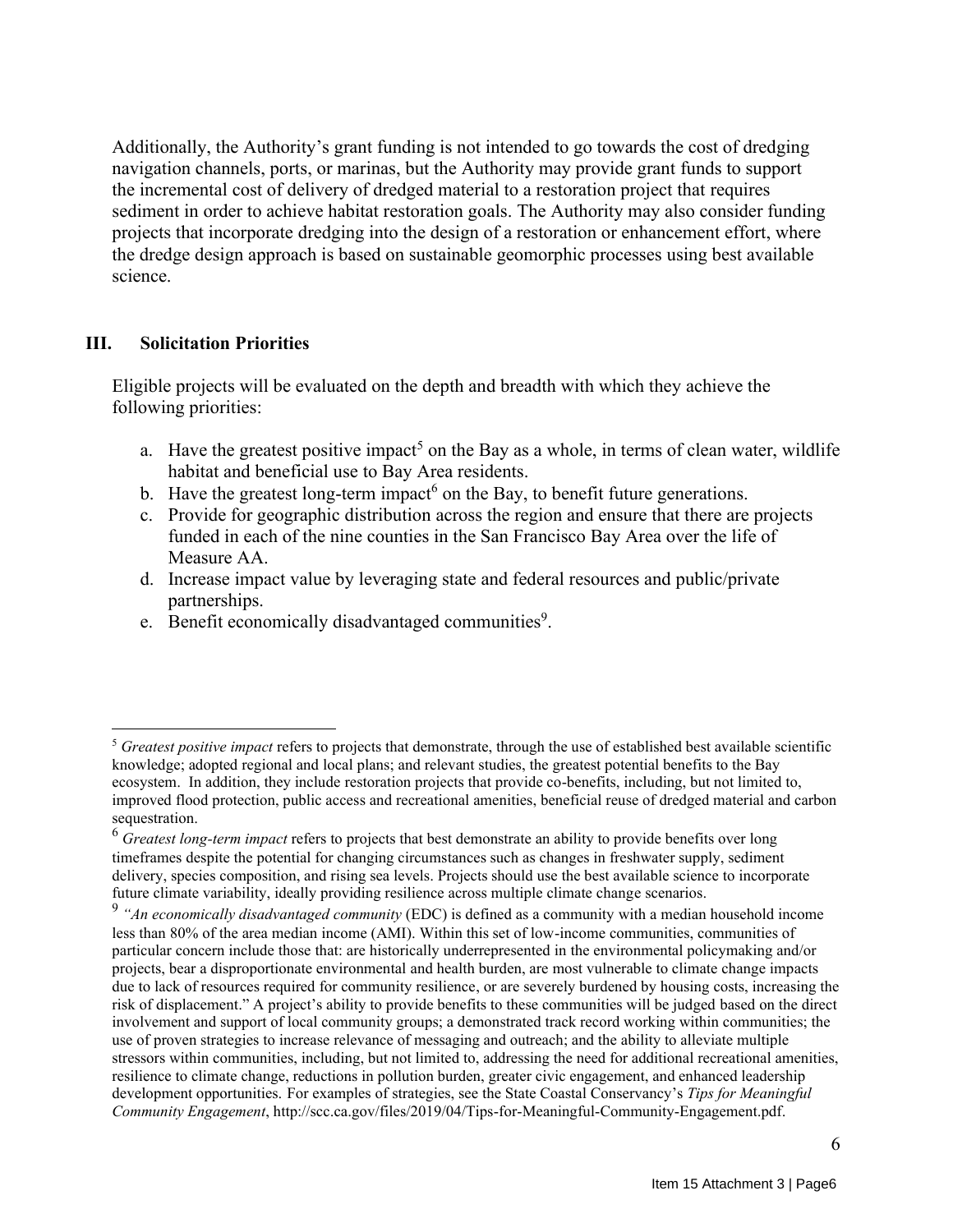Additionally, the Authority's grant funding is not intended to go towards the cost of dredging navigation channels, ports, or marinas, but the Authority may provide grant funds to support the incremental cost of delivery of dredged material to a restoration project that requires sediment in order to achieve habitat restoration goals. The Authority may also consider funding projects that incorporate dredging into the design of a restoration or enhancement effort, where the dredge design approach is based on sustainable geomorphic processes using best available science.

## III. Solicitation Priorities

Eligible projects will be evaluated on the depth and breadth with which they achieve the following priorities:

a. Have the greatest positive impact[5] on the Bay as a whole, in terms of clean water, wildlife habitat and beneficial use to Bay Area residents.
b. Have the greatest long-term impact[6] on the Bay, to benefit future generations.
c. Provide for geographic distribution across the region and ensure that there are projects funded in each of the nine counties in the San Francisco Bay Area over the life of Measure AA.
d. Increase impact value by leveraging state and federal resources and public/private partnerships.
e. Benefit economically disadvantaged communities[9].

---

[5] *Greatest positive impact* refers to projects that demonstrate, through the use of established best available scientific knowledge; adopted regional and local plans; and relevant studies, the greatest potential benefits to the Bay ecosystem. In addition, they include restoration projects that provide co-benefits, including, but not limited to, improved flood protection, public access and recreational amenities, beneficial reuse of dredged material and carbon sequestration.

[6] *Greatest long-term impact* refers to projects that best demonstrate an ability to provide benefits over long timeframes despite the potential for changing circumstances such as changes in freshwater supply, sediment delivery, species composition, and rising sea levels. Projects should use the best available science to incorporate future climate variability, ideally providing resilience across multiple climate change scenarios.

[9] *"An economically disadvantaged community* (EDC) is defined as a community with a median household income less than 80% of the area median income (AMI). Within this set of low-income communities, communities of particular concern include those that: are historically underrepresented in the environmental policymaking and/or projects, bear a disproportionate environmental and health burden, are most vulnerable to climate change impacts due to lack of resources required for community resilience, or are severely burdened by housing costs, increasing the risk of displacement." A project's ability to provide benefits to these communities will be judged based on the direct involvement and support of local community groups; a demonstrated track record working within communities; the use of proven strategies to increase relevance of messaging and outreach; and the ability to alleviate multiple stressors within communities, including, but not limited to, addressing the need for additional recreational amenities, resilience to climate change, reductions in pollution burden, greater civic engagement, and enhanced leadership development opportunities. For examples of strategies, see the State Coastal Conservancy's *Tips for Meaningful Community Engagement*, http://scc.ca.gov/files/2019/04/Tips-for-Meaningful-Community-Engagement.pdf.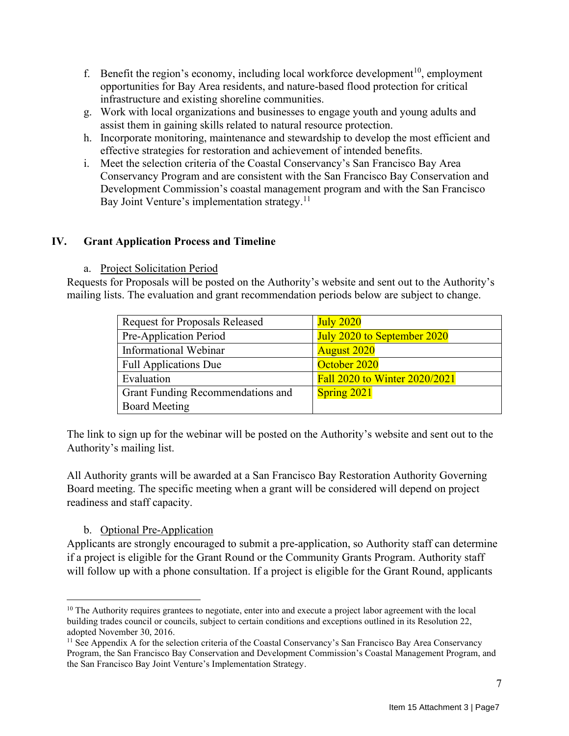f. Benefit the region's economy, including local workforce development[10], employment opportunities for Bay Area residents, and nature-based flood protection for critical infrastructure and existing shoreline communities.
g. Work with local organizations and businesses to engage youth and young adults and assist them in gaining skills related to natural resource protection.
h. Incorporate monitoring, maintenance and stewardship to develop the most efficient and effective strategies for restoration and achievement of intended benefits.
i. Meet the selection criteria of the Coastal Conservancy's San Francisco Bay Area Conservancy Program and are consistent with the San Francisco Bay Conservation and Development Commission's coastal management program and with the San Francisco Bay Joint Venture's implementation strategy.[11]

## IV. Grant Application Process and Timeline

### a. Project Solicitation Period

Requests for Proposals will be posted on the Authority's website and sent out to the Authority's mailing lists. The evaluation and grant recommendation periods below are subject to change.

| | |
|---|---|
| Request for Proposals Released | July 2020 |
| Pre-Application Period | July 2020 to September 2020 |
| Informational Webinar | August 2020 |
| Full Applications Due | October 2020 |
| Evaluation | Fall 2020 to Winter 2020/2021 |
| Grant Funding Recommendations and Board Meeting | Spring 2021 |

The link to sign up for the webinar will be posted on the Authority's website and sent out to the Authority's mailing list.

All Authority grants will be awarded at a San Francisco Bay Restoration Authority Governing Board meeting. The specific meeting when a grant will be considered will depend on project readiness and staff capacity.

### b. Optional Pre-Application

Applicants are strongly encouraged to submit a pre-application, so Authority staff can determine if a project is eligible for the Grant Round or the Community Grants Program. Authority staff will follow up with a phone consultation. If a project is eligible for the Grant Round, applicants

[10] The Authority requires grantees to negotiate, enter into and execute a project labor agreement with the local building trades council or councils, subject to certain conditions and exceptions outlined in its Resolution 22, adopted November 30, 2016.

[11] See Appendix A for the selection criteria of the Coastal Conservancy's San Francisco Bay Area Conservancy Program, the San Francisco Bay Conservation and Development Commission's Coastal Management Program, and the San Francisco Bay Joint Venture's Implementation Strategy.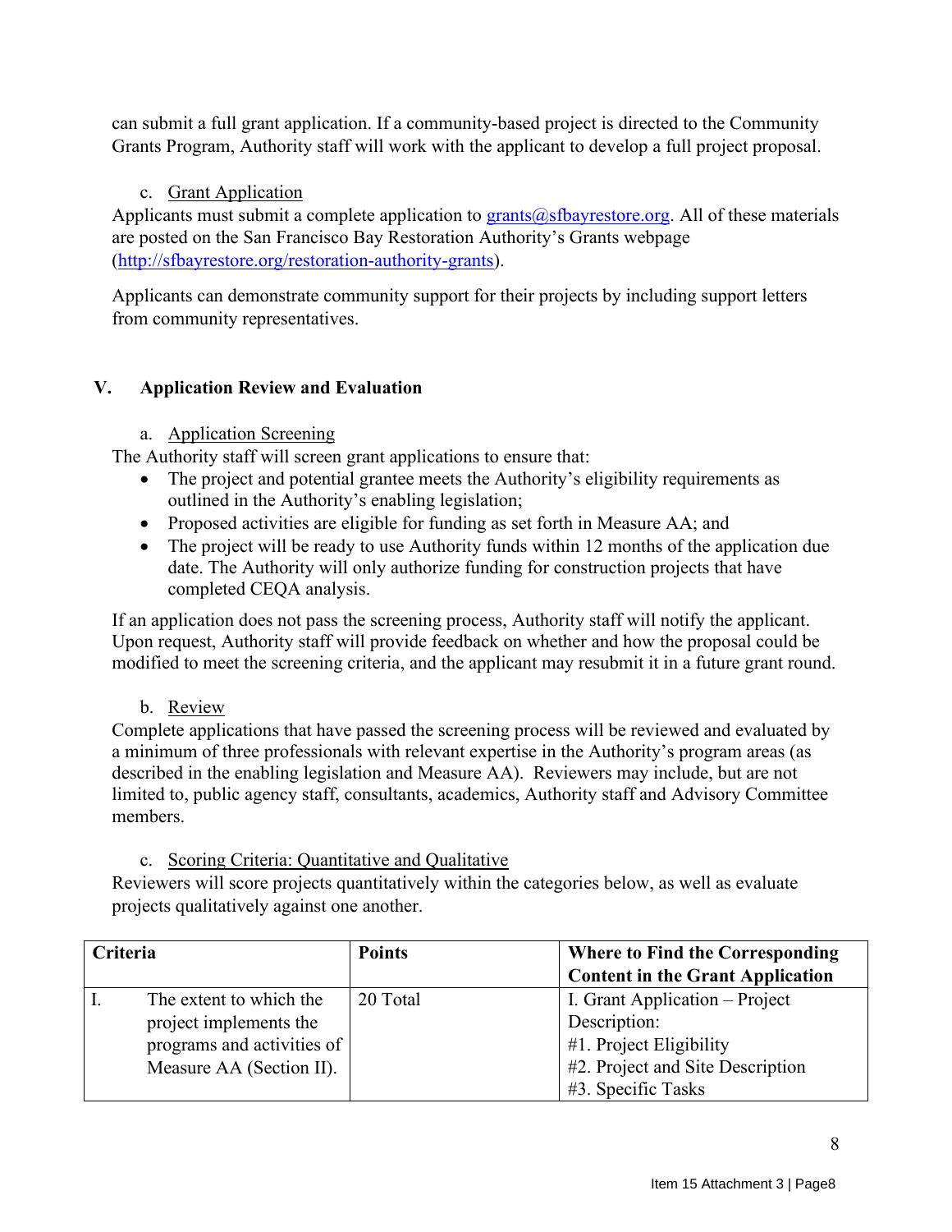can submit a full grant application. If a community-based project is directed to the Community Grants Program, Authority staff will work with the applicant to develop a full project proposal.

c. Grant Application

Applicants must submit a complete application to [grants@sfbayrestore.org](mailto:grants@sfbayrestore.org). All of these materials are posted on the San Francisco Bay Restoration Authority's Grants webpage ([http://sfbayrestore.org/restoration-authority-grants](http://sfbayrestore.org/restoration-authority-grants)).

Applicants can demonstrate community support for their projects by including support letters from community representatives.

## V. Application Review and Evaluation

a. Application Screening

The Authority staff will screen grant applications to ensure that:

- The project and potential grantee meets the Authority's eligibility requirements as outlined in the Authority's enabling legislation;
- Proposed activities are eligible for funding as set forth in Measure AA; and
- The project will be ready to use Authority funds within 12 months of the application due date. The Authority will only authorize funding for construction projects that have completed CEQA analysis.

If an application does not pass the screening process, Authority staff will notify the applicant. Upon request, Authority staff will provide feedback on whether and how the proposal could be modified to meet the screening criteria, and the applicant may resubmit it in a future grant round.

b. Review

Complete applications that have passed the screening process will be reviewed and evaluated by a minimum of three professionals with relevant expertise in the Authority's program areas (as described in the enabling legislation and Measure AA). Reviewers may include, but are not limited to, public agency staff, consultants, academics, Authority staff and Advisory Committee members.

c. Scoring Criteria: Quantitative and Qualitative

Reviewers will score projects quantitatively within the categories below, as well as evaluate projects qualitatively against one another.

| Criteria | Points | Where to Find the Corresponding Content in the Grant Application |
|---|---|---|
| I. The extent to which the project implements the programs and activities of Measure AA (Section II). | 20 Total | I. Grant Application – Project Description:<br>#1. Project Eligibility<br>#2. Project and Site Description<br>#3. Specific Tasks |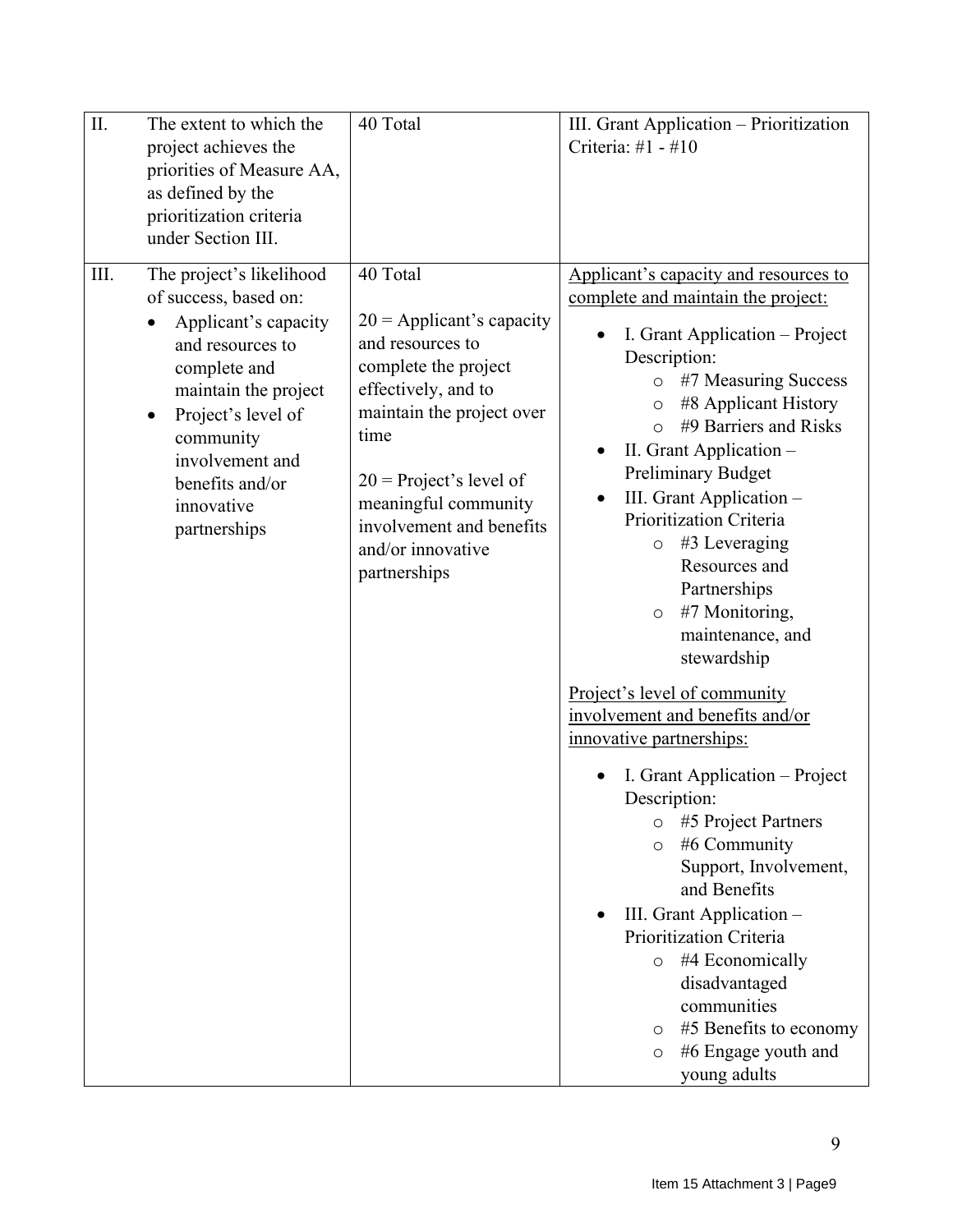| | | | |
|---|---|---|---|
| II. | The extent to which the project achieves the priorities of Measure AA, as defined by the prioritization criteria under Section III. | 40 Total | III. Grant Application – Prioritization Criteria: #1 - #10 |
| III. | The project's likelihood of success, based on:<br>• Applicant's capacity and resources to complete and maintain the project<br>• Project's level of community involvement and benefits and/or innovative partnerships | 40 Total<br><br>20 = Applicant's capacity and resources to complete the project effectively, and to maintain the project over time<br><br>20 = Project's level of meaningful community involvement and benefits and/or innovative partnerships | <u>Applicant's capacity and resources to complete and maintain the project:</u><br>• I. Grant Application – Project Description:<br>  ○ #7 Measuring Success<br>  ○ #8 Applicant History<br>  ○ #9 Barriers and Risks<br>• II. Grant Application – Preliminary Budget<br>• III. Grant Application – Prioritization Criteria<br>  ○ #3 Leveraging Resources and Partnerships<br>  ○ #7 Monitoring, maintenance, and stewardship<br><br><u>Project's level of community involvement and benefits and/or innovative partnerships:</u><br>• I. Grant Application – Project Description:<br>  ○ #5 Project Partners<br>  ○ #6 Community Support, Involvement, and Benefits<br>• III. Grant Application – Prioritization Criteria<br>  ○ #4 Economically disadvantaged communities<br>  ○ #5 Benefits to economy<br>  ○ #6 Engage youth and young adults |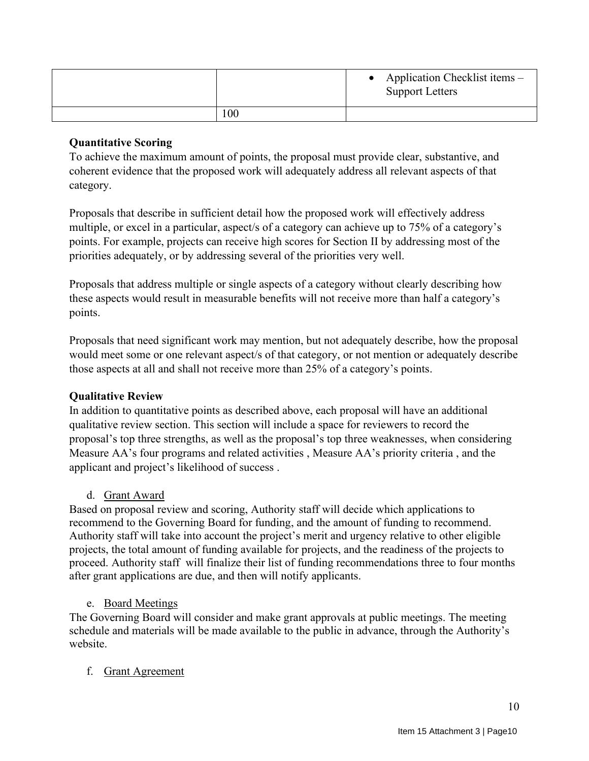| | | • Application Checklist items – Support Letters |
|---|---|---|
| | 100 | |

**Quantitative Scoring**

To achieve the maximum amount of points, the proposal must provide clear, substantive, and coherent evidence that the proposed work will adequately address all relevant aspects of that category.

Proposals that describe in sufficient detail how the proposed work will effectively address multiple, or excel in a particular, aspect/s of a category can achieve up to 75% of a category's points. For example, projects can receive high scores for Section II by addressing most of the priorities adequately, or by addressing several of the priorities very well.

Proposals that address multiple or single aspects of a category without clearly describing how these aspects would result in measurable benefits will not receive more than half a category's points.

Proposals that need significant work may mention, but not adequately describe, how the proposal would meet some or one relevant aspect/s of that category, or not mention or adequately describe those aspects at all and shall not receive more than 25% of a category's points.

**Qualitative Review**

In addition to quantitative points as described above, each proposal will have an additional qualitative review section. This section will include a space for reviewers to record the proposal's top three strengths, as well as the proposal's top three weaknesses, when considering Measure AA's four programs and related activities , Measure AA's priority criteria , and the applicant and project's likelihood of success .

d. Grant Award

Based on proposal review and scoring, Authority staff will decide which applications to recommend to the Governing Board for funding, and the amount of funding to recommend. Authority staff will take into account the project's merit and urgency relative to other eligible projects, the total amount of funding available for projects, and the readiness of the projects to proceed. Authority staff will finalize their list of funding recommendations three to four months after grant applications are due, and then will notify applicants.

e. Board Meetings

The Governing Board will consider and make grant approvals at public meetings. The meeting schedule and materials will be made available to the public in advance, through the Authority's website.

f. Grant Agreement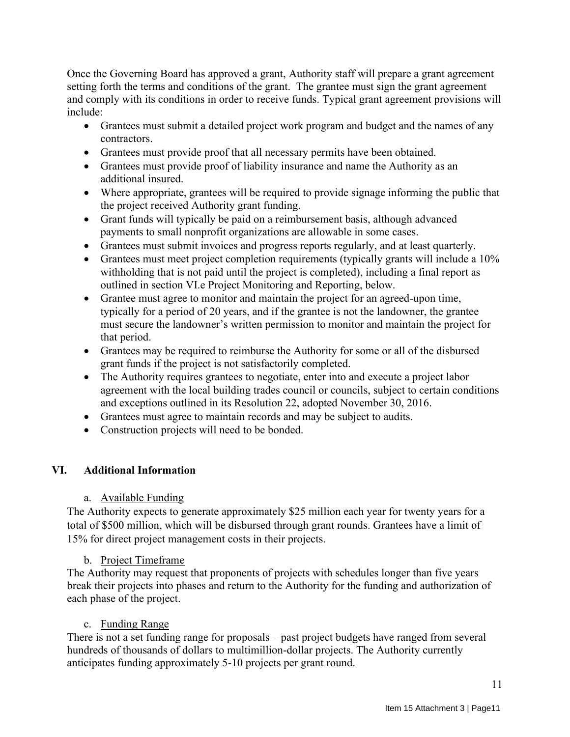Once the Governing Board has approved a grant, Authority staff will prepare a grant agreement setting forth the terms and conditions of the grant. The grantee must sign the grant agreement and comply with its conditions in order to receive funds. Typical grant agreement provisions will include:

- Grantees must submit a detailed project work program and budget and the names of any contractors.
- Grantees must provide proof that all necessary permits have been obtained.
- Grantees must provide proof of liability insurance and name the Authority as an additional insured.
- Where appropriate, grantees will be required to provide signage informing the public that the project received Authority grant funding.
- Grant funds will typically be paid on a reimbursement basis, although advanced payments to small nonprofit organizations are allowable in some cases.
- Grantees must submit invoices and progress reports regularly, and at least quarterly.
- Grantees must meet project completion requirements (typically grants will include a 10% withholding that is not paid until the project is completed), including a final report as outlined in section VI.e Project Monitoring and Reporting, below.
- Grantee must agree to monitor and maintain the project for an agreed-upon time, typically for a period of 20 years, and if the grantee is not the landowner, the grantee must secure the landowner's written permission to monitor and maintain the project for that period.
- Grantees may be required to reimburse the Authority for some or all of the disbursed grant funds if the project is not satisfactorily completed.
- The Authority requires grantees to negotiate, enter into and execute a project labor agreement with the local building trades council or councils, subject to certain conditions and exceptions outlined in its Resolution 22, adopted November 30, 2016.
- Grantees must agree to maintain records and may be subject to audits.
- Construction projects will need to be bonded.

## VI. Additional Information

### a. Available Funding

The Authority expects to generate approximately $25 million each year for twenty years for a total of $500 million, which will be disbursed through grant rounds. Grantees have a limit of 15% for direct project management costs in their projects.

### b. Project Timeframe

The Authority may request that proponents of projects with schedules longer than five years break their projects into phases and return to the Authority for the funding and authorization of each phase of the project.

### c. Funding Range

There is not a set funding range for proposals – past project budgets have ranged from several hundreds of thousands of dollars to multimillion-dollar projects. The Authority currently anticipates funding approximately 5-10 projects per grant round.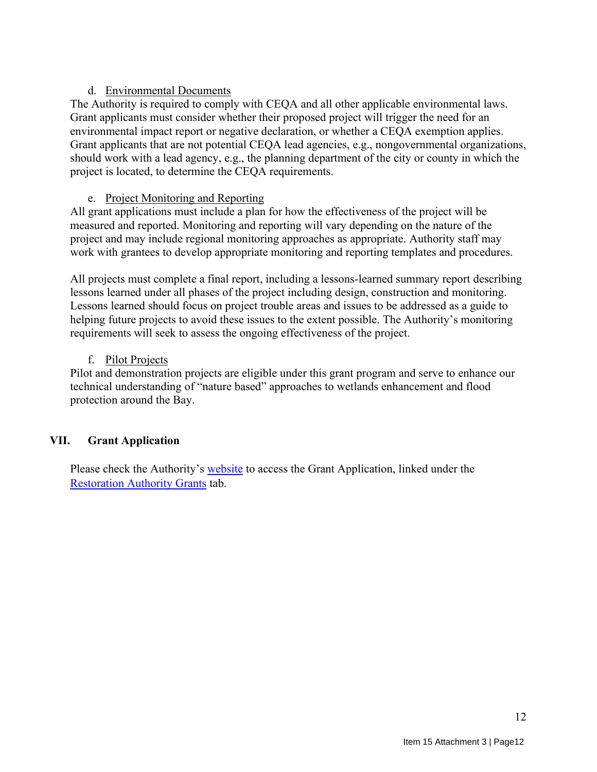d. Environmental Documents

The Authority is required to comply with CEQA and all other applicable environmental laws. Grant applicants must consider whether their proposed project will trigger the need for an environmental impact report or negative declaration, or whether a CEQA exemption applies. Grant applicants that are not potential CEQA lead agencies, e.g., nongovernmental organizations, should work with a lead agency, e.g., the planning department of the city or county in which the project is located, to determine the CEQA requirements.

e. Project Monitoring and Reporting

All grant applications must include a plan for how the effectiveness of the project will be measured and reported. Monitoring and reporting will vary depending on the nature of the project and may include regional monitoring approaches as appropriate. Authority staff may work with grantees to develop appropriate monitoring and reporting templates and procedures.

All projects must complete a final report, including a lessons-learned summary report describing lessons learned under all phases of the project including design, construction and monitoring. Lessons learned should focus on project trouble areas and issues to be addressed as a guide to helping future projects to avoid these issues to the extent possible. The Authority's monitoring requirements will seek to assess the ongoing effectiveness of the project.

f. Pilot Projects

Pilot and demonstration projects are eligible under this grant program and serve to enhance our technical understanding of "nature based" approaches to wetlands enhancement and flood protection around the Bay.

## VII. Grant Application

Please check the Authority's website to access the Grant Application, linked under the Restoration Authority Grants tab.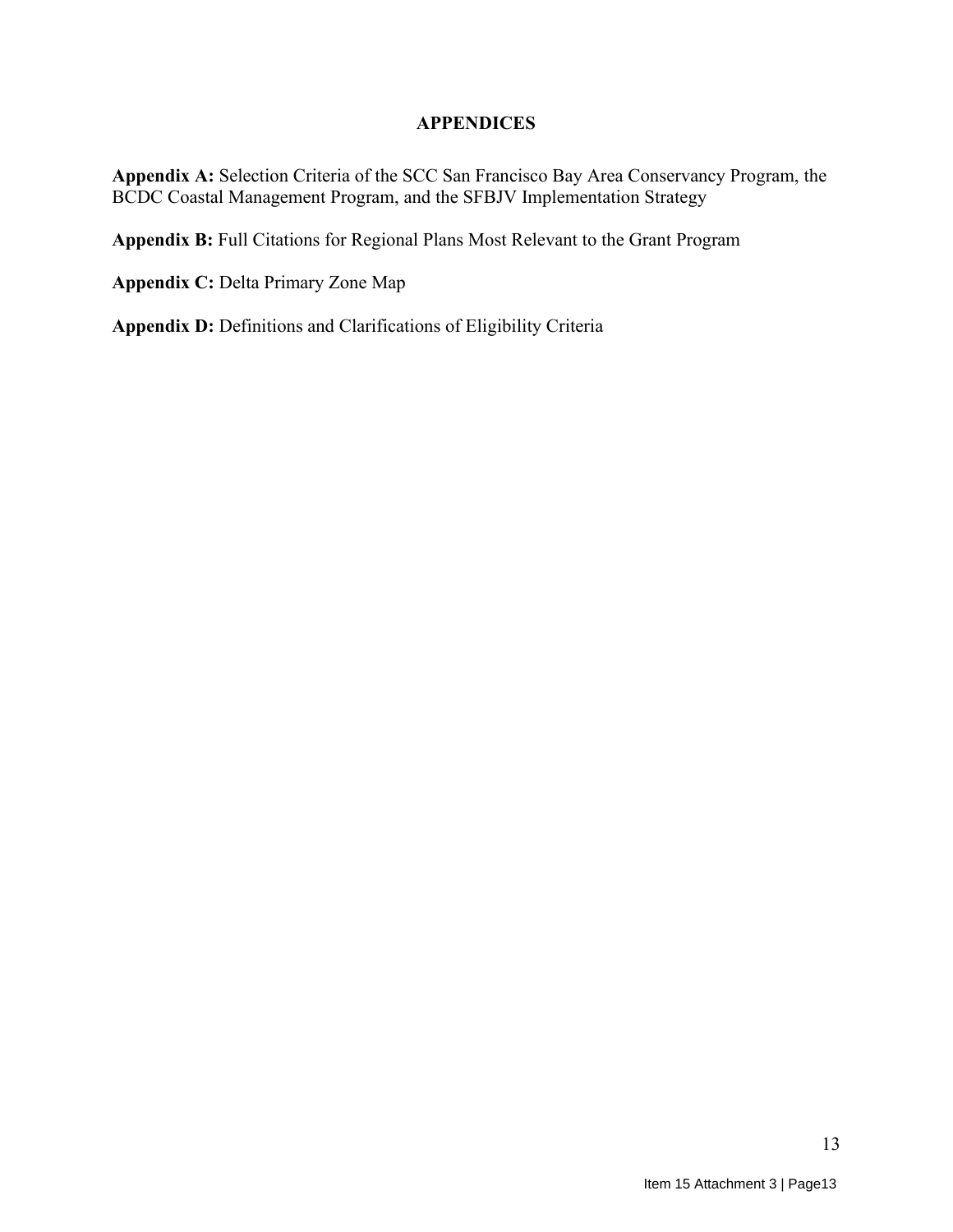## APPENDICES

**Appendix A:** Selection Criteria of the SCC San Francisco Bay Area Conservancy Program, the BCDC Coastal Management Program, and the SFBJV Implementation Strategy

**Appendix B:** Full Citations for Regional Plans Most Relevant to the Grant Program

**Appendix C:** Delta Primary Zone Map

**Appendix D:** Definitions and Clarifications of Eligibility Criteria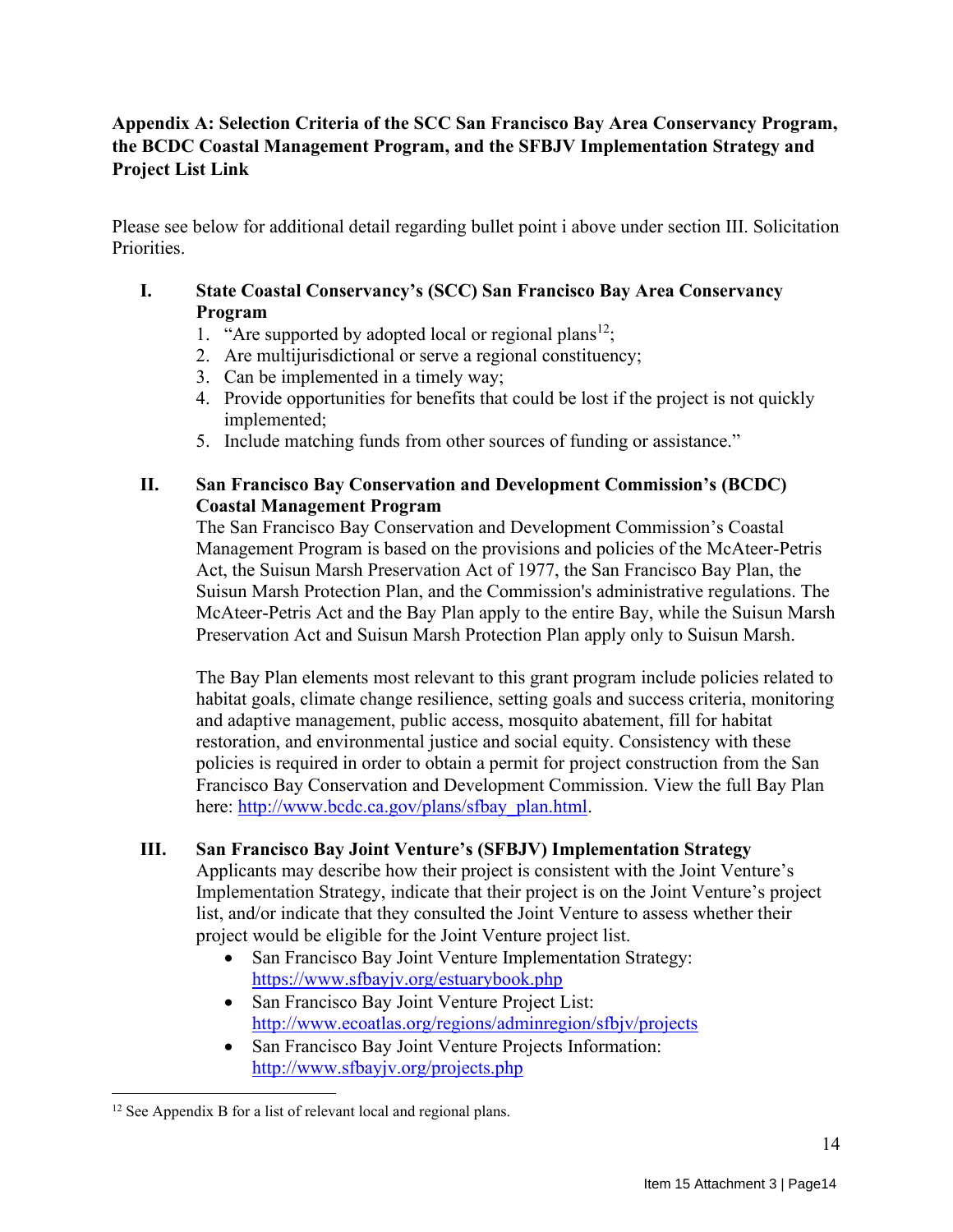## Appendix A: Selection Criteria of the SCC San Francisco Bay Area Conservancy Program, the BCDC Coastal Management Program, and the SFBJV Implementation Strategy and Project List Link

Please see below for additional detail regarding bullet point i above under section III. Solicitation Priorities.

### I. State Coastal Conservancy's (SCC) San Francisco Bay Area Conservancy Program

1. "Are supported by adopted local or regional plans[12];
2. Are multijurisdictional or serve a regional constituency;
3. Can be implemented in a timely way;
4. Provide opportunities for benefits that could be lost if the project is not quickly implemented;
5. Include matching funds from other sources of funding or assistance."

### II. San Francisco Bay Conservation and Development Commission's (BCDC) Coastal Management Program

The San Francisco Bay Conservation and Development Commission's Coastal Management Program is based on the provisions and policies of the McAteer-Petris Act, the Suisun Marsh Preservation Act of 1977, the San Francisco Bay Plan, the Suisun Marsh Protection Plan, and the Commission's administrative regulations. The McAteer-Petris Act and the Bay Plan apply to the entire Bay, while the Suisun Marsh Preservation Act and Suisun Marsh Protection Plan apply only to Suisun Marsh.

The Bay Plan elements most relevant to this grant program include policies related to habitat goals, climate change resilience, setting goals and success criteria, monitoring and adaptive management, public access, mosquito abatement, fill for habitat restoration, and environmental justice and social equity. Consistency with these policies is required in order to obtain a permit for project construction from the San Francisco Bay Conservation and Development Commission. View the full Bay Plan here: http://www.bcdc.ca.gov/plans/sfbay_plan.html.

### III. San Francisco Bay Joint Venture's (SFBJV) Implementation Strategy

Applicants may describe how their project is consistent with the Joint Venture's Implementation Strategy, indicate that their project is on the Joint Venture's project list, and/or indicate that they consulted the Joint Venture to assess whether their project would be eligible for the Joint Venture project list.

- San Francisco Bay Joint Venture Implementation Strategy: https://www.sfbayjv.org/estuarybook.php
- San Francisco Bay Joint Venture Project List: http://www.ecoatlas.org/regions/adminregion/sfbjv/projects
- San Francisco Bay Joint Venture Projects Information: http://www.sfbayjv.org/projects.php

---

[12] See Appendix B for a list of relevant local and regional plans.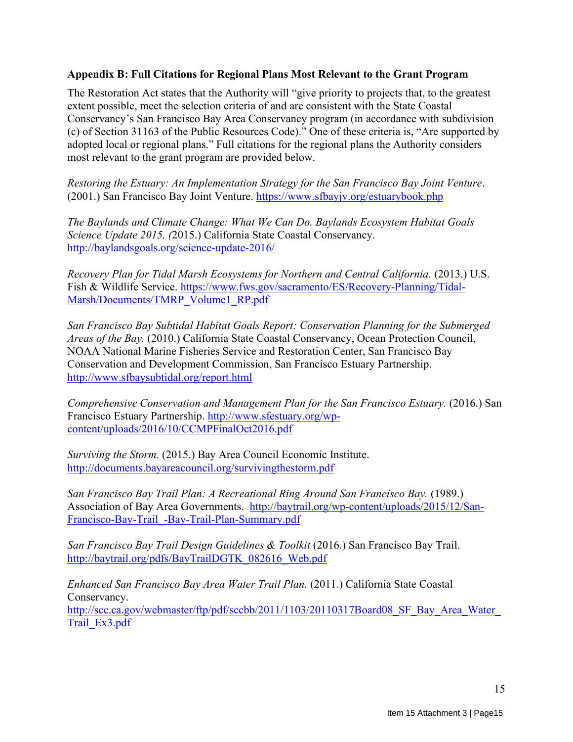**Appendix B: Full Citations for Regional Plans Most Relevant to the Grant Program**

The Restoration Act states that the Authority will "give priority to projects that, to the greatest extent possible, meet the selection criteria of and are consistent with the State Coastal Conservancy's San Francisco Bay Area Conservancy program (in accordance with subdivision (c) of Section 31163 of the Public Resources Code)." One of these criteria is, "Are supported by adopted local or regional plans." Full citations for the regional plans the Authority considers most relevant to the grant program are provided below.

*Restoring the Estuary: An Implementation Strategy for the San Francisco Bay Joint Venture*. (2001.) San Francisco Bay Joint Venture. https://www.sfbayjv.org/estuarybook.php

*The Baylands and Climate Change: What We Can Do. Baylands Ecosystem Habitat Goals Science Update 2015. (*2015.) California State Coastal Conservancy. http://baylandsgoals.org/science-update-2016/

*Recovery Plan for Tidal Marsh Ecosystems for Northern and Central California.* (2013.) U.S. Fish & Wildlife Service. https://www.fws.gov/sacramento/ES/Recovery-Planning/Tidal-Marsh/Documents/TMRP_Volume1_RP.pdf

*San Francisco Bay Subtidal Habitat Goals Report: Conservation Planning for the Submerged Areas of the Bay.* (2010.) California State Coastal Conservancy, Ocean Protection Council, NOAA National Marine Fisheries Service and Restoration Center, San Francisco Bay Conservation and Development Commission, San Francisco Estuary Partnership. http://www.sfbaysubtidal.org/report.html

*Comprehensive Conservation and Management Plan for the San Francisco Estuary.* (2016.) San Francisco Estuary Partnership. http://www.sfestuary.org/wp-content/uploads/2016/10/CCMPFinalOct2016.pdf

*Surviving the Storm.* (2015.) Bay Area Council Economic Institute. http://documents.bayareacouncil.org/survivingthestorm.pdf

*San Francisco Bay Trail Plan: A Recreational Ring Around San Francisco Bay.* (1989.) Association of Bay Area Governments. http://baytrail.org/wp-content/uploads/2015/12/San-Francisco-Bay-Trail_-Bay-Trail-Plan-Summary.pdf

*San Francisco Bay Trail Design Guidelines & Toolkit* (2016.) San Francisco Bay Trail. http://baytrail.org/pdfs/BayTrailDGTK_082616_Web.pdf

*Enhanced San Francisco Bay Area Water Trail Plan.* (2011.) California State Coastal Conservancy. http://scc.ca.gov/webmaster/ftp/pdf/sccbb/2011/1103/20110317Board08_SF_Bay_Area_Water_Trail_Ex3.pdf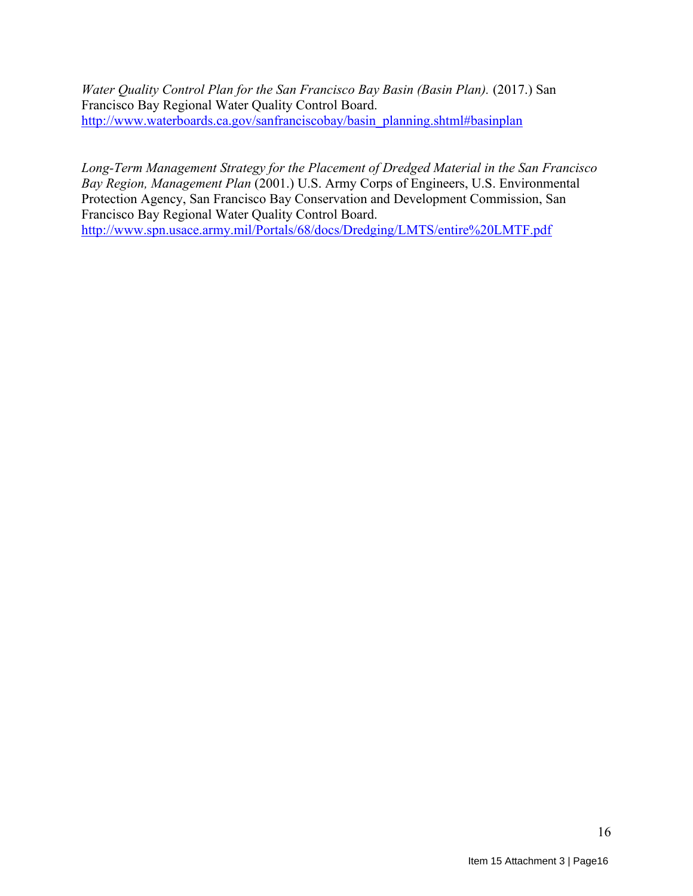*Water Quality Control Plan for the San Francisco Bay Basin (Basin Plan).* (2017.) San Francisco Bay Regional Water Quality Control Board. http://www.waterboards.ca.gov/sanfranciscobay/basin_planning.shtml#basinplan

*Long-Term Management Strategy for the Placement of Dredged Material in the San Francisco Bay Region, Management Plan* (2001.) U.S. Army Corps of Engineers, U.S. Environmental Protection Agency, San Francisco Bay Conservation and Development Commission, San Francisco Bay Regional Water Quality Control Board. http://www.spn.usace.army.mil/Portals/68/docs/Dredging/LMTS/entire%20LMTF.pdf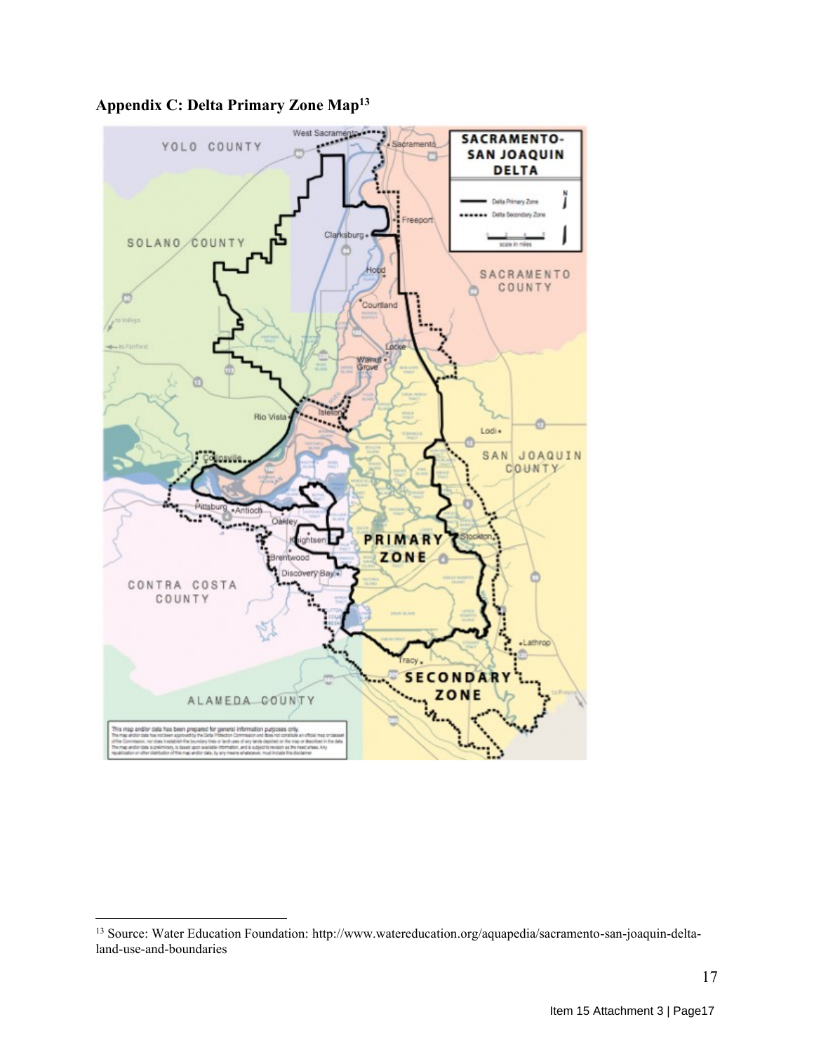## Appendix C: Delta Primary Zone Map[13]

[13] Source: Water Education Foundation: http://www.watereducation.org/aquapedia/sacramento-san-joaquin-delta-land-use-and-boundaries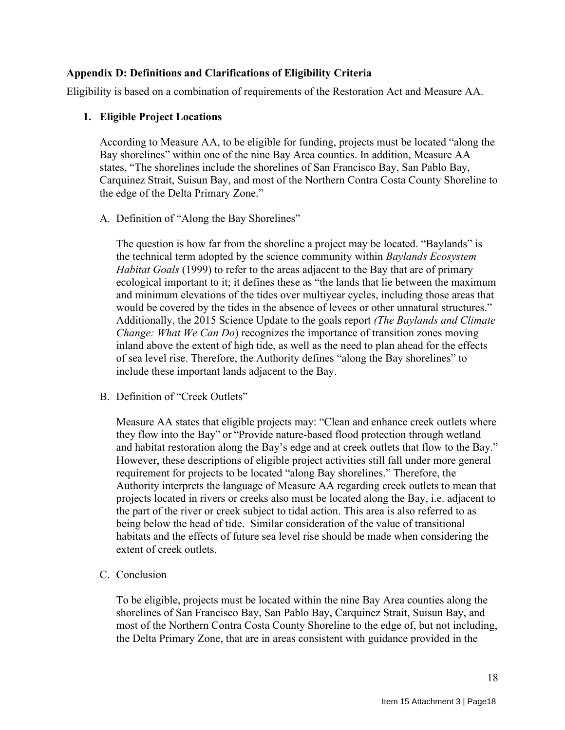**Appendix D: Definitions and Clarifications of Eligibility Criteria**

Eligibility is based on a combination of requirements of the Restoration Act and Measure AA.

1. **Eligible Project Locations**

   According to Measure AA, to be eligible for funding, projects must be located "along the Bay shorelines" within one of the nine Bay Area counties. In addition, Measure AA states, "The shorelines include the shorelines of San Francisco Bay, San Pablo Bay, Carquinez Strait, Suisun Bay, and most of the Northern Contra Costa County Shoreline to the edge of the Delta Primary Zone."

   A. Definition of "Along the Bay Shorelines"

   The question is how far from the shoreline a project may be located. "Baylands" is the technical term adopted by the science community within *Baylands Ecosystem Habitat Goals* (1999) to refer to the areas adjacent to the Bay that are of primary ecological important to it; it defines these as "the lands that lie between the maximum and minimum elevations of the tides over multiyear cycles, including those areas that would be covered by the tides in the absence of levees or other unnatural structures." Additionally, the 2015 Science Update to the goals report *(The Baylands and Climate Change: What We Can Do*) recognizes the importance of transition zones moving inland above the extent of high tide, as well as the need to plan ahead for the effects of sea level rise. Therefore, the Authority defines "along the Bay shorelines" to include these important lands adjacent to the Bay.

   B. Definition of "Creek Outlets"

   Measure AA states that eligible projects may: "Clean and enhance creek outlets where they flow into the Bay" or "Provide nature-based flood protection through wetland and habitat restoration along the Bay's edge and at creek outlets that flow to the Bay." However, these descriptions of eligible project activities still fall under more general requirement for projects to be located "along Bay shorelines." Therefore, the Authority interprets the language of Measure AA regarding creek outlets to mean that projects located in rivers or creeks also must be located along the Bay, i.e. adjacent to the part of the river or creek subject to tidal action. This area is also referred to as being below the head of tide. Similar consideration of the value of transitional habitats and the effects of future sea level rise should be made when considering the extent of creek outlets.

   C. Conclusion

   To be eligible, projects must be located within the nine Bay Area counties along the shorelines of San Francisco Bay, San Pablo Bay, Carquinez Strait, Suisun Bay, and most of the Northern Contra Costa County Shoreline to the edge of, but not including, the Delta Primary Zone, that are in areas consistent with guidance provided in the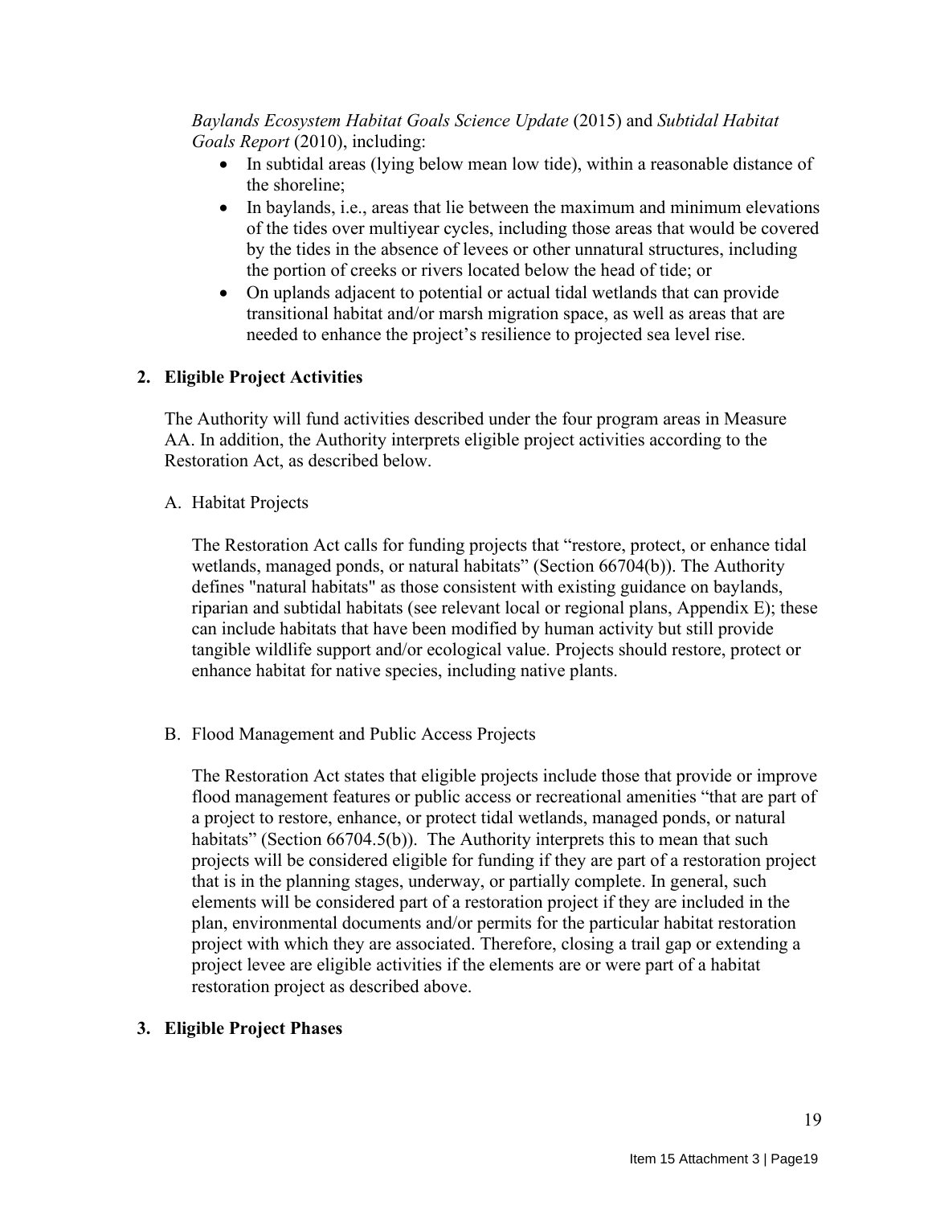*Baylands Ecosystem Habitat Goals Science Update* (2015) and *Subtidal Habitat Goals Report* (2010), including:

- In subtidal areas (lying below mean low tide), within a reasonable distance of the shoreline;
- In baylands, i.e., areas that lie between the maximum and minimum elevations of the tides over multiyear cycles, including those areas that would be covered by the tides in the absence of levees or other unnatural structures, including the portion of creeks or rivers located below the head of tide; or
- On uplands adjacent to potential or actual tidal wetlands that can provide transitional habitat and/or marsh migration space, as well as areas that are needed to enhance the project's resilience to projected sea level rise.

**2. Eligible Project Activities**

The Authority will fund activities described under the four program areas in Measure AA. In addition, the Authority interprets eligible project activities according to the Restoration Act, as described below.

A. Habitat Projects

The Restoration Act calls for funding projects that "restore, protect, or enhance tidal wetlands, managed ponds, or natural habitats" (Section 66704(b)). The Authority defines "natural habitats" as those consistent with existing guidance on baylands, riparian and subtidal habitats (see relevant local or regional plans, Appendix E); these can include habitats that have been modified by human activity but still provide tangible wildlife support and/or ecological value. Projects should restore, protect or enhance habitat for native species, including native plants.

B. Flood Management and Public Access Projects

The Restoration Act states that eligible projects include those that provide or improve flood management features or public access or recreational amenities "that are part of a project to restore, enhance, or protect tidal wetlands, managed ponds, or natural habitats" (Section 66704.5(b)). The Authority interprets this to mean that such projects will be considered eligible for funding if they are part of a restoration project that is in the planning stages, underway, or partially complete. In general, such elements will be considered part of a restoration project if they are included in the plan, environmental documents and/or permits for the particular habitat restoration project with which they are associated. Therefore, closing a trail gap or extending a project levee are eligible activities if the elements are or were part of a habitat restoration project as described above.

**3. Eligible Project Phases**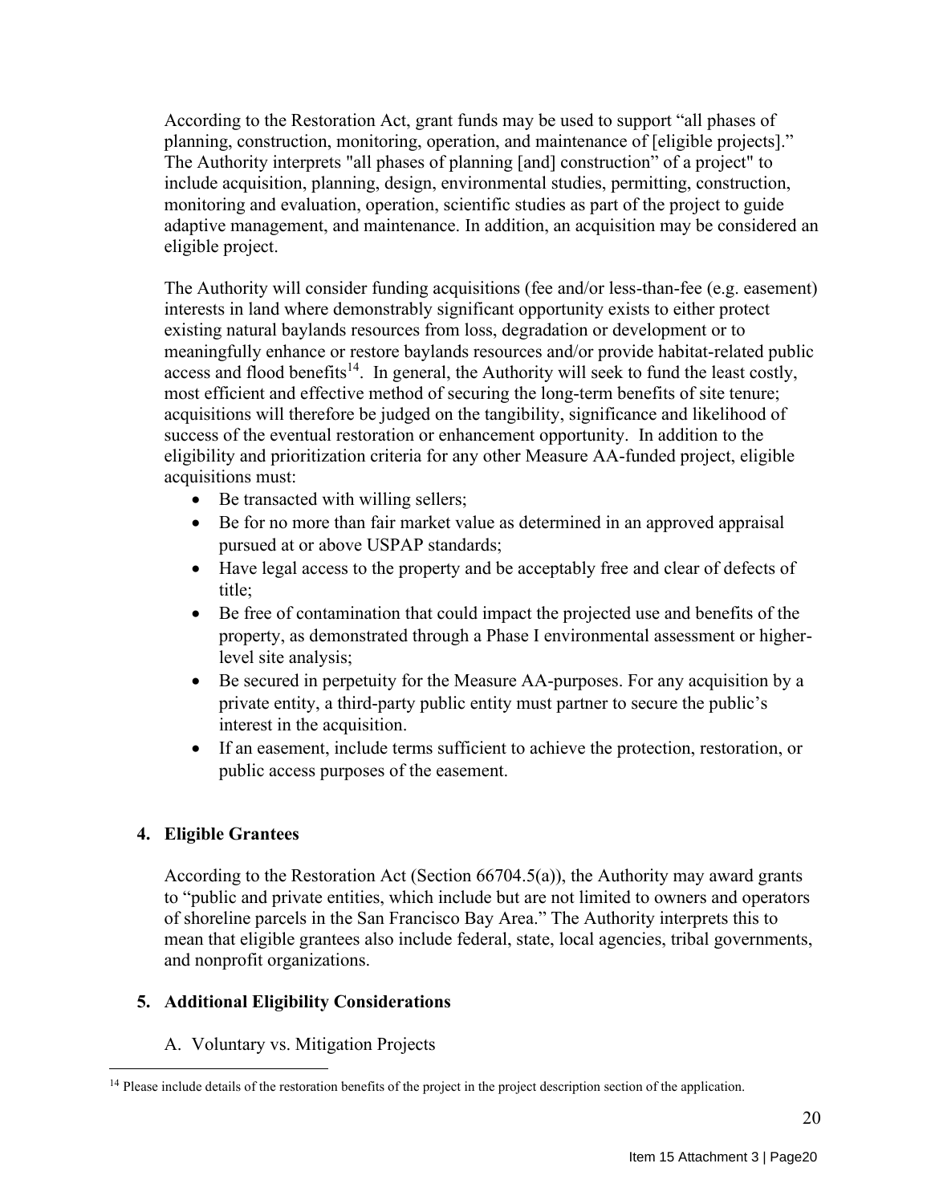According to the Restoration Act, grant funds may be used to support "all phases of planning, construction, monitoring, operation, and maintenance of [eligible projects]." The Authority interprets "all phases of planning [and] construction" of a project" to include acquisition, planning, design, environmental studies, permitting, construction, monitoring and evaluation, operation, scientific studies as part of the project to guide adaptive management, and maintenance. In addition, an acquisition may be considered an eligible project.

The Authority will consider funding acquisitions (fee and/or less-than-fee (e.g. easement) interests in land where demonstrably significant opportunity exists to either protect existing natural baylands resources from loss, degradation or development or to meaningfully enhance or restore baylands resources and/or provide habitat-related public access and flood benefits[14]. In general, the Authority will seek to fund the least costly, most efficient and effective method of securing the long-term benefits of site tenure; acquisitions will therefore be judged on the tangibility, significance and likelihood of success of the eventual restoration or enhancement opportunity. In addition to the eligibility and prioritization criteria for any other Measure AA-funded project, eligible acquisitions must:

- Be transacted with willing sellers;
- Be for no more than fair market value as determined in an approved appraisal pursued at or above USPAP standards;
- Have legal access to the property and be acceptably free and clear of defects of title;
- Be free of contamination that could impact the projected use and benefits of the property, as demonstrated through a Phase I environmental assessment or higher-level site analysis;
- Be secured in perpetuity for the Measure AA-purposes. For any acquisition by a private entity, a third-party public entity must partner to secure the public's interest in the acquisition.
- If an easement, include terms sufficient to achieve the protection, restoration, or public access purposes of the easement.

## 4. Eligible Grantees

According to the Restoration Act (Section 66704.5(a)), the Authority may award grants to "public and private entities, which include but are not limited to owners and operators of shoreline parcels in the San Francisco Bay Area." The Authority interprets this to mean that eligible grantees also include federal, state, local agencies, tribal governments, and nonprofit organizations.

## 5. Additional Eligibility Considerations

A. Voluntary vs. Mitigation Projects

[14] Please include details of the restoration benefits of the project in the project description section of the application.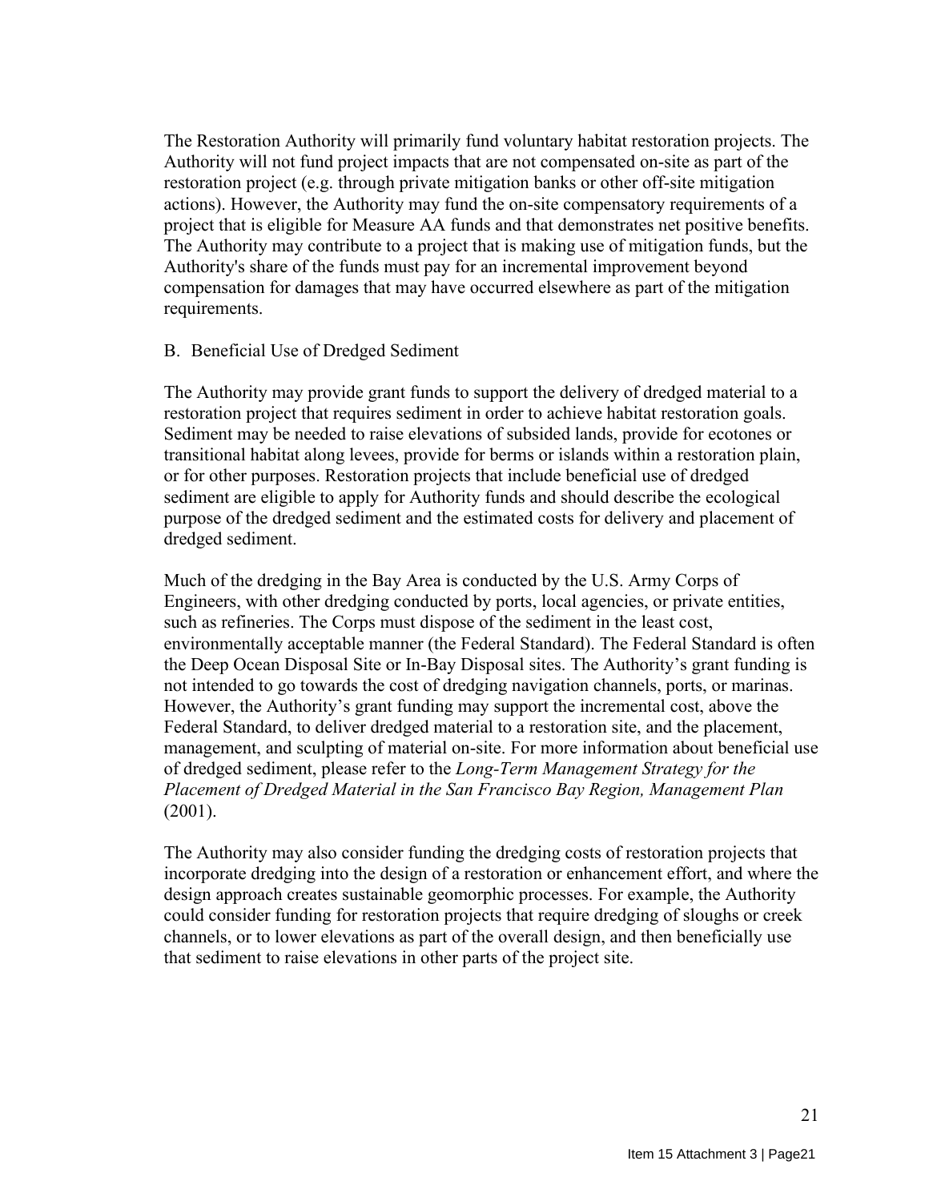The Restoration Authority will primarily fund voluntary habitat restoration projects. The Authority will not fund project impacts that are not compensated on-site as part of the restoration project (e.g. through private mitigation banks or other off-site mitigation actions). However, the Authority may fund the on-site compensatory requirements of a project that is eligible for Measure AA funds and that demonstrates net positive benefits. The Authority may contribute to a project that is making use of mitigation funds, but the Authority's share of the funds must pay for an incremental improvement beyond compensation for damages that may have occurred elsewhere as part of the mitigation requirements.

B. Beneficial Use of Dredged Sediment

The Authority may provide grant funds to support the delivery of dredged material to a restoration project that requires sediment in order to achieve habitat restoration goals. Sediment may be needed to raise elevations of subsided lands, provide for ecotones or transitional habitat along levees, provide for berms or islands within a restoration plain, or for other purposes. Restoration projects that include beneficial use of dredged sediment are eligible to apply for Authority funds and should describe the ecological purpose of the dredged sediment and the estimated costs for delivery and placement of dredged sediment.

Much of the dredging in the Bay Area is conducted by the U.S. Army Corps of Engineers, with other dredging conducted by ports, local agencies, or private entities, such as refineries. The Corps must dispose of the sediment in the least cost, environmentally acceptable manner (the Federal Standard). The Federal Standard is often the Deep Ocean Disposal Site or In-Bay Disposal sites. The Authority's grant funding is not intended to go towards the cost of dredging navigation channels, ports, or marinas. However, the Authority's grant funding may support the incremental cost, above the Federal Standard, to deliver dredged material to a restoration site, and the placement, management, and sculpting of material on-site. For more information about beneficial use of dredged sediment, please refer to the *Long-Term Management Strategy for the Placement of Dredged Material in the San Francisco Bay Region, Management Plan* (2001).

The Authority may also consider funding the dredging costs of restoration projects that incorporate dredging into the design of a restoration or enhancement effort, and where the design approach creates sustainable geomorphic processes. For example, the Authority could consider funding for restoration projects that require dredging of sloughs or creek channels, or to lower elevations as part of the overall design, and then beneficially use that sediment to raise elevations in other parts of the project site.